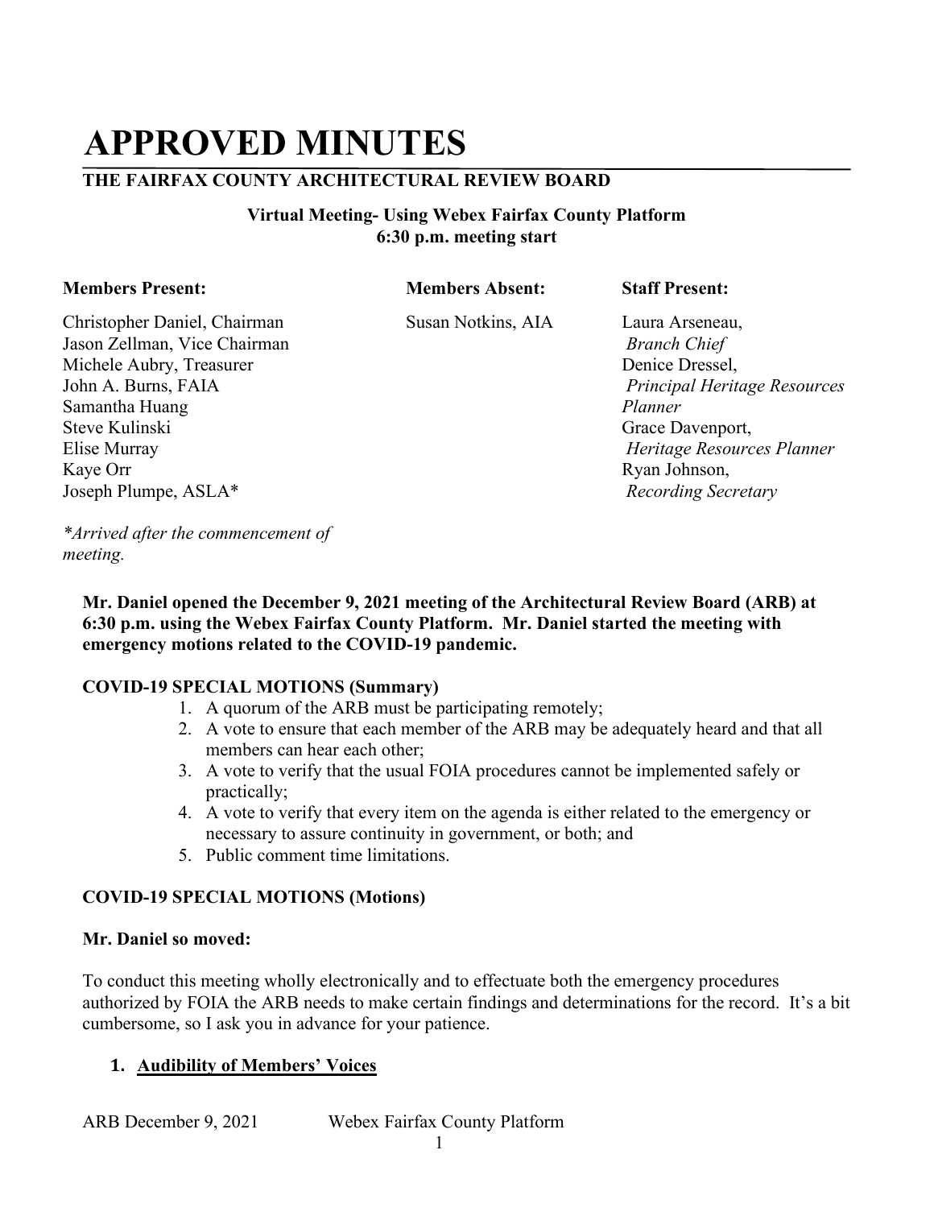# APPROVED MINUTES

## THE FAIRFAX COUNTY ARCHITECTURAL REVIEW BOARD

**Virtual Meeting- Using Webex Fairfax County Platform**
**6:30 p.m. meeting start**

| **Members Present:** | **Members Absent:** | **Staff Present:** |
|---|---|---|
| Christopher Daniel, Chairman | Susan Notkins, AIA | Laura Arseneau, *Branch Chief* |
| Jason Zellman, Vice Chairman | | Denice Dressel, *Principal Heritage Resources Planner* |
| Michele Aubry, Treasurer | | Grace Davenport, *Heritage Resources Planner* |
| John A. Burns, FAIA | | Ryan Johnson, *Recording Secretary* |
| Samantha Huang | | |
| Steve Kulinski | | |
| Elise Murray | | |
| Kaye Orr | | |
| Joseph Plumpe, ASLA* | | |

*\*Arrived after the commencement of meeting.*

**Mr. Daniel opened the December 9, 2021 meeting of the Architectural Review Board (ARB) at 6:30 p.m. using the Webex Fairfax County Platform. Mr. Daniel started the meeting with emergency motions related to the COVID-19 pandemic.**

**COVID-19 SPECIAL MOTIONS (Summary)**

1. A quorum of the ARB must be participating remotely;
2. A vote to ensure that each member of the ARB may be adequately heard and that all members can hear each other;
3. A vote to verify that the usual FOIA procedures cannot be implemented safely or practically;
4. A vote to verify that every item on the agenda is either related to the emergency or necessary to assure continuity in government, or both; and
5. Public comment time limitations.

**COVID-19 SPECIAL MOTIONS (Motions)**

**Mr. Daniel so moved:**

To conduct this meeting wholly electronically and to effectuate both the emergency procedures authorized by FOIA the ARB needs to make certain findings and determinations for the record. It's a bit cumbersome, so I ask you in advance for your patience.

1. **Audibility of Members' Voices**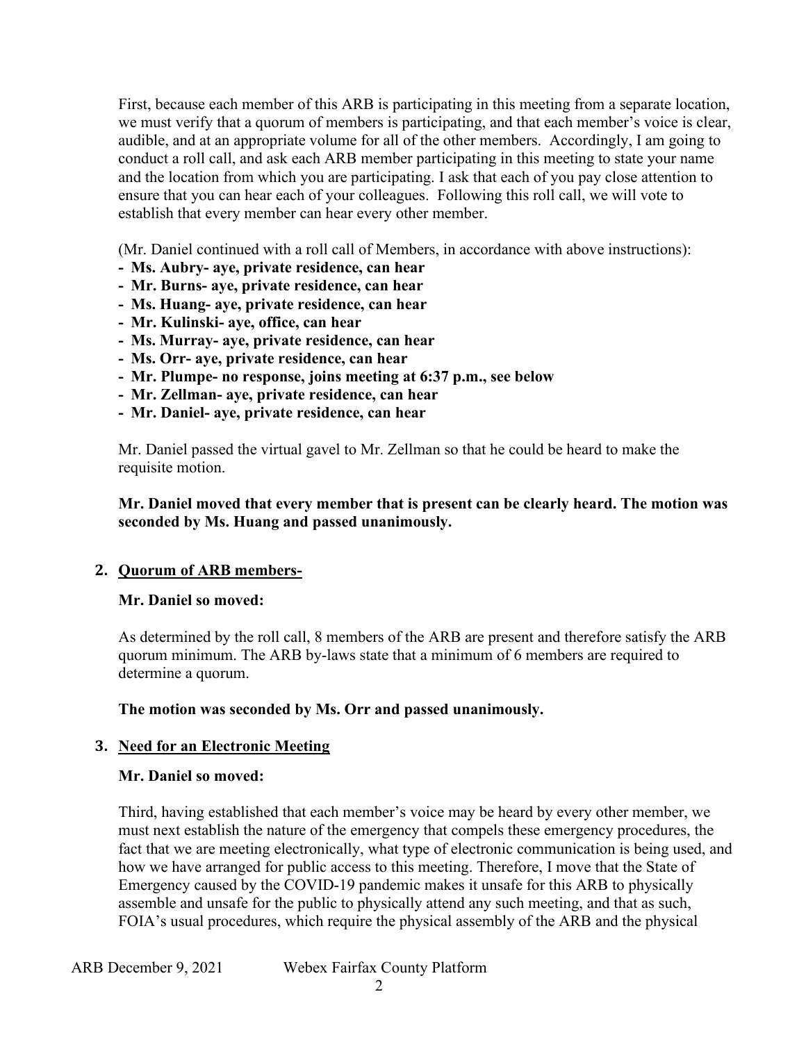First, because each member of this ARB is participating in this meeting from a separate location, we must verify that a quorum of members is participating, and that each member's voice is clear, audible, and at an appropriate volume for all of the other members. Accordingly, I am going to conduct a roll call, and ask each ARB member participating in this meeting to state your name and the location from which you are participating. I ask that each of you pay close attention to ensure that you can hear each of your colleagues. Following this roll call, we will vote to establish that every member can hear every other member.

(Mr. Daniel continued with a roll call of Members, in accordance with above instructions):

- **Ms. Aubry- aye, private residence, can hear**
- **Mr. Burns- aye, private residence, can hear**
- **Ms. Huang- aye, private residence, can hear**
- **Mr. Kulinski- aye, office, can hear**
- **Ms. Murray- aye, private residence, can hear**
- **Ms. Orr- aye, private residence, can hear**
- **Mr. Plumpe- no response, joins meeting at 6:37 p.m., see below**
- **Mr. Zellman- aye, private residence, can hear**
- **Mr. Daniel- aye, private residence, can hear**

Mr. Daniel passed the virtual gavel to Mr. Zellman so that he could be heard to make the requisite motion.

**Mr. Daniel moved that every member that is present can be clearly heard. The motion was seconded by Ms. Huang and passed unanimously.**

**2. Quorum of ARB members-**

**Mr. Daniel so moved:**

As determined by the roll call, 8 members of the ARB are present and therefore satisfy the ARB quorum minimum. The ARB by-laws state that a minimum of 6 members are required to determine a quorum.

**The motion was seconded by Ms. Orr and passed unanimously.**

**3. Need for an Electronic Meeting**

**Mr. Daniel so moved:**

Third, having established that each member's voice may be heard by every other member, we must next establish the nature of the emergency that compels these emergency procedures, the fact that we are meeting electronically, what type of electronic communication is being used, and how we have arranged for public access to this meeting. Therefore, I move that the State of Emergency caused by the COVID-19 pandemic makes it unsafe for this ARB to physically assemble and unsafe for the public to physically attend any such meeting, and that as such, FOIA's usual procedures, which require the physical assembly of the ARB and the physical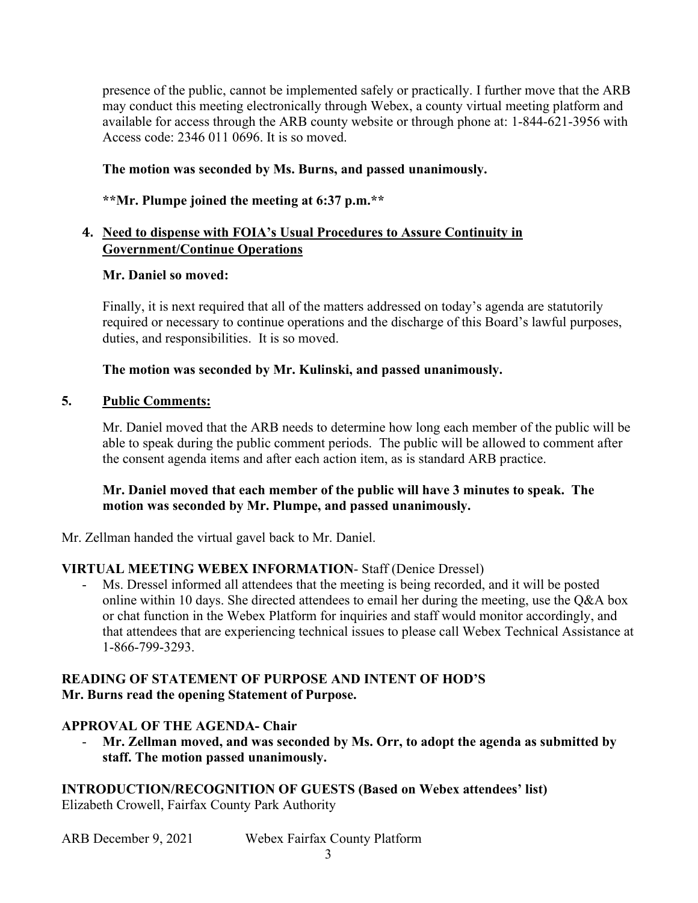presence of the public, cannot be implemented safely or practically. I further move that the ARB may conduct this meeting electronically through Webex, a county virtual meeting platform and available for access through the ARB county website or through phone at: 1-844-621-3956 with Access code: 2346 011 0696. It is so moved.

**The motion was seconded by Ms. Burns, and passed unanimously.**

**\*\*Mr. Plumpe joined the meeting at 6:37 p.m.\*\***

4. **Need to dispense with FOIA's Usual Procedures to Assure Continuity in Government/Continue Operations**

   **Mr. Daniel so moved:**

   Finally, it is next required that all of the matters addressed on today's agenda are statutorily required or necessary to continue operations and the discharge of this Board's lawful purposes, duties, and responsibilities. It is so moved.

   **The motion was seconded by Mr. Kulinski, and passed unanimously.**

5. **Public Comments:**

   Mr. Daniel moved that the ARB needs to determine how long each member of the public will be able to speak during the public comment periods. The public will be allowed to comment after the consent agenda items and after each action item, as is standard ARB practice.

   **Mr. Daniel moved that each member of the public will have 3 minutes to speak. The motion was seconded by Mr. Plumpe, and passed unanimously.**

Mr. Zellman handed the virtual gavel back to Mr. Daniel.

**VIRTUAL MEETING WEBEX INFORMATION**- Staff (Denice Dressel)

- Ms. Dressel informed all attendees that the meeting is being recorded, and it will be posted online within 10 days. She directed attendees to email her during the meeting, use the Q&A box or chat function in the Webex Platform for inquiries and staff would monitor accordingly, and that attendees that are experiencing technical issues to please call Webex Technical Assistance at 1-866-799-3293.

**READING OF STATEMENT OF PURPOSE AND INTENT OF HOD'S**
**Mr. Burns read the opening Statement of Purpose.**

**APPROVAL OF THE AGENDA- Chair**

- **Mr. Zellman moved, and was seconded by Ms. Orr, to adopt the agenda as submitted by staff. The motion passed unanimously.**

**INTRODUCTION/RECOGNITION OF GUESTS (Based on Webex attendees' list)**
Elizabeth Crowell, Fairfax County Park Authority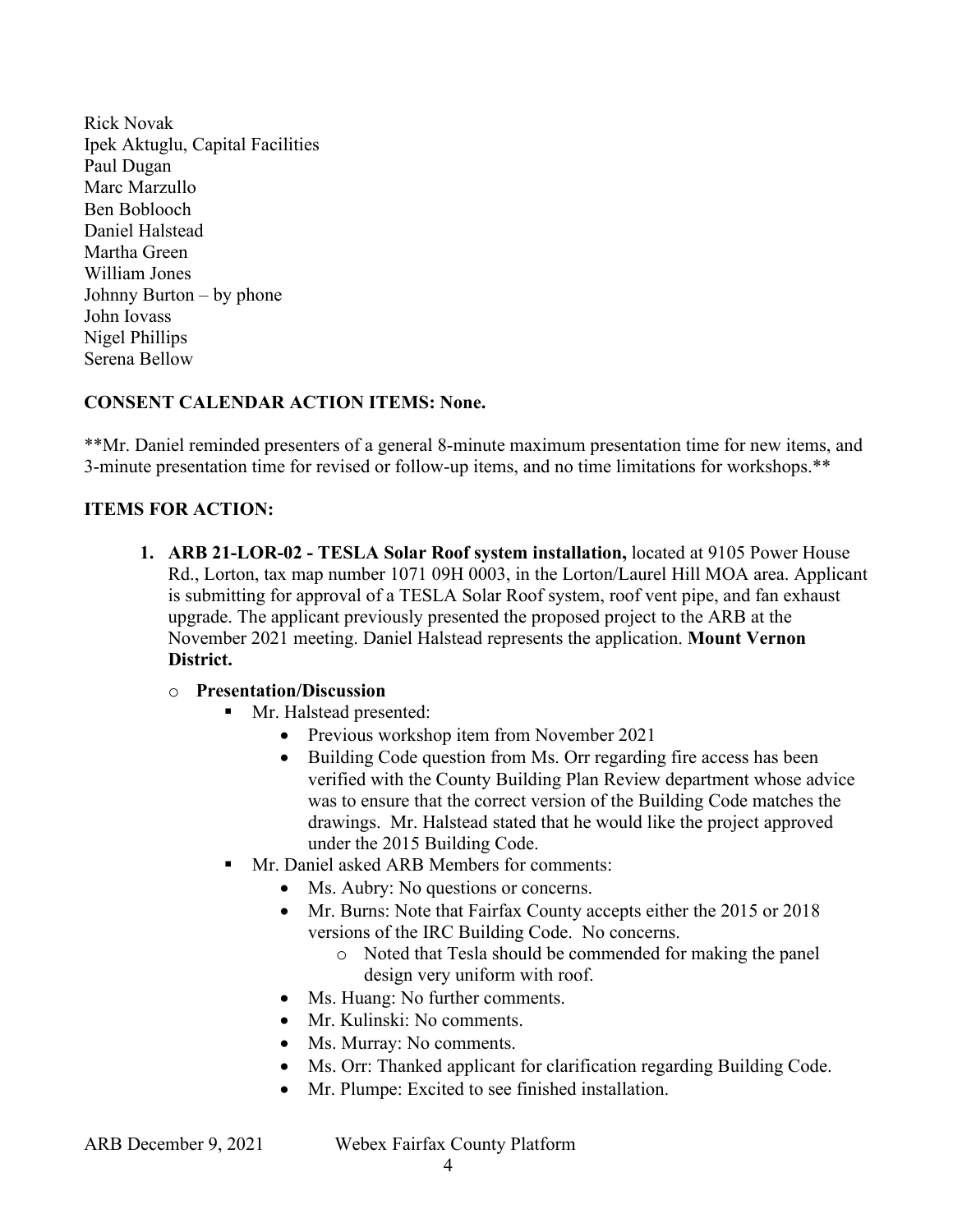Rick Novak
Ipek Aktuglu, Capital Facilities
Paul Dugan
Marc Marzullo
Ben Boblooch
Daniel Halstead
Martha Green
William Jones
Johnny Burton – by phone
John Iovass
Nigel Phillips
Serena Bellow

**CONSENT CALENDAR ACTION ITEMS: None.**

**Mr. Daniel reminded presenters of a general 8-minute maximum presentation time for new items, and 3-minute presentation time for revised or follow-up items, and no time limitations for workshops.**

**ITEMS FOR ACTION:**

1. **ARB 21-LOR-02 - TESLA Solar Roof system installation,** located at 9105 Power House Rd., Lorton, tax map number 1071 09H 0003, in the Lorton/Laurel Hill MOA area. Applicant is submitting for approval of a TESLA Solar Roof system, roof vent pipe, and fan exhaust upgrade. The applicant previously presented the proposed project to the ARB at the November 2021 meeting. Daniel Halstead represents the application. **Mount Vernon District.**
   - **Presentation/Discussion**
     - Mr. Halstead presented:
       - Previous workshop item from November 2021
       - Building Code question from Ms. Orr regarding fire access has been verified with the County Building Plan Review department whose advice was to ensure that the correct version of the Building Code matches the drawings. Mr. Halstead stated that he would like the project approved under the 2015 Building Code.
     - Mr. Daniel asked ARB Members for comments:
       - Ms. Aubry: No questions or concerns.
       - Mr. Burns: Note that Fairfax County accepts either the 2015 or 2018 versions of the IRC Building Code. No concerns.
         - Noted that Tesla should be commended for making the panel design very uniform with roof.
       - Ms. Huang: No further comments.
       - Mr. Kulinski: No comments.
       - Ms. Murray: No comments.
       - Ms. Orr: Thanked applicant for clarification regarding Building Code.
       - Mr. Plumpe: Excited to see finished installation.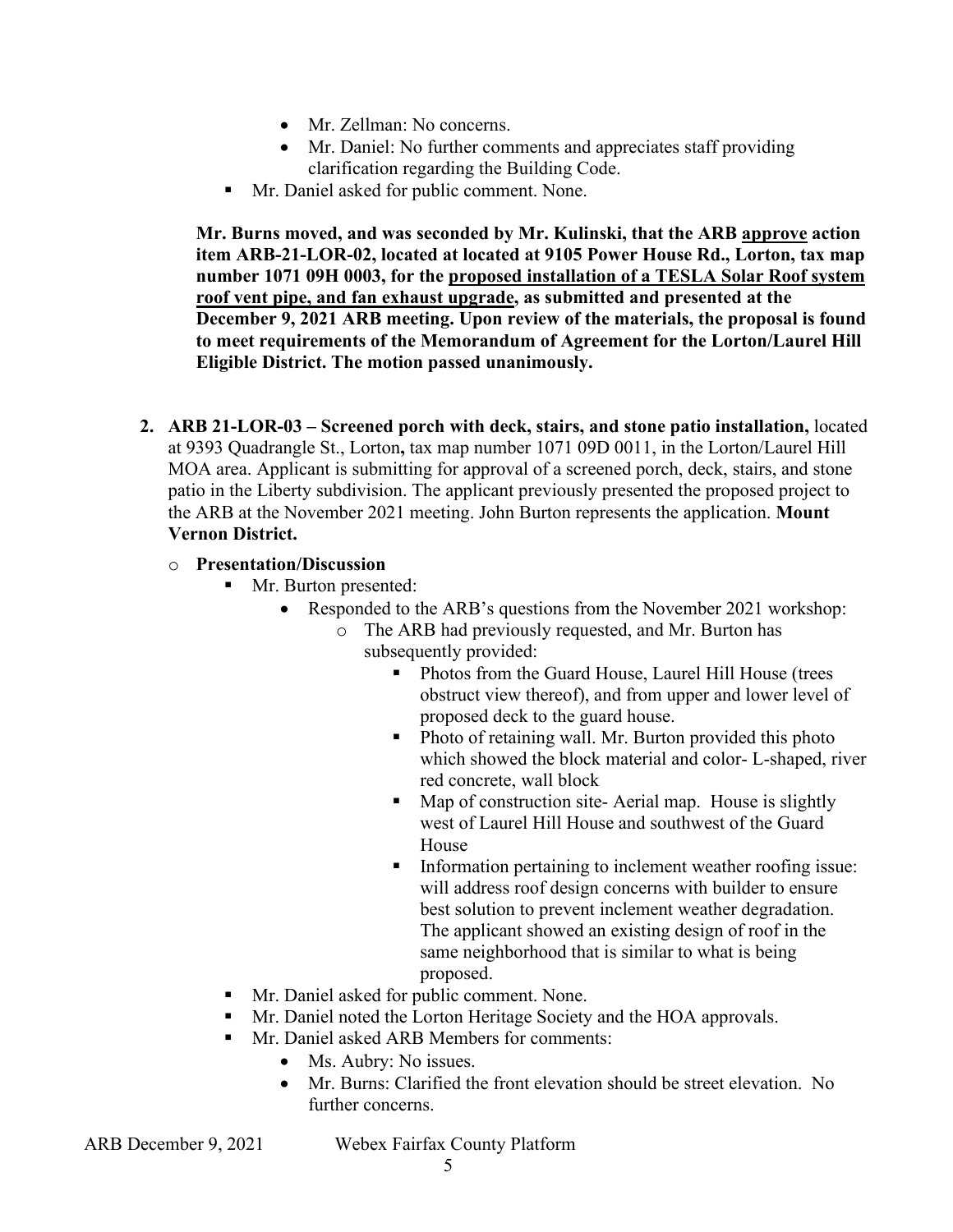- Mr. Zellman: No concerns.
- Mr. Daniel: No further comments and appreciates staff providing clarification regarding the Building Code.

- Mr. Daniel asked for public comment. None.

**Mr. Burns moved, and was seconded by Mr. Kulinski, that the ARB <u>approve</u> action item ARB-21-LOR-02, located at located at 9105 Power House Rd., Lorton, tax map number 1071 09H 0003, for the <u>proposed installation of a TESLA Solar Roof system roof vent pipe, and fan exhaust upgrade</u>, as submitted and presented at the December 9, 2021 ARB meeting. Upon review of the materials, the proposal is found to meet requirements of the Memorandum of Agreement for the Lorton/Laurel Hill Eligible District. The motion passed unanimously.**

2. **ARB 21-LOR-03 – Screened porch with deck, stairs, and stone patio installation,** located at 9393 Quadrangle St., Lorton**,** tax map number 1071 09D 0011, in the Lorton/Laurel Hill MOA area. Applicant is submitting for approval of a screened porch, deck, stairs, and stone patio in the Liberty subdivision. The applicant previously presented the proposed project to the ARB at the November 2021 meeting. John Burton represents the application. **Mount Vernon District.**

   - **Presentation/Discussion**
     - Mr. Burton presented:
       - Responded to the ARB's questions from the November 2021 workshop:
         - The ARB had previously requested, and Mr. Burton has subsequently provided:
           - Photos from the Guard House, Laurel Hill House (trees obstruct view thereof), and from upper and lower level of proposed deck to the guard house.
           - Photo of retaining wall. Mr. Burton provided this photo which showed the block material and color- L-shaped, river red concrete, wall block
           - Map of construction site- Aerial map. House is slightly west of Laurel Hill House and southwest of the Guard House
           - Information pertaining to inclement weather roofing issue: will address roof design concerns with builder to ensure best solution to prevent inclement weather degradation. The applicant showed an existing design of roof in the same neighborhood that is similar to what is being proposed.
     - Mr. Daniel asked for public comment. None.
     - Mr. Daniel noted the Lorton Heritage Society and the HOA approvals.
     - Mr. Daniel asked ARB Members for comments:
       - Ms. Aubry: No issues.
       - Mr. Burns: Clarified the front elevation should be street elevation. No further concerns.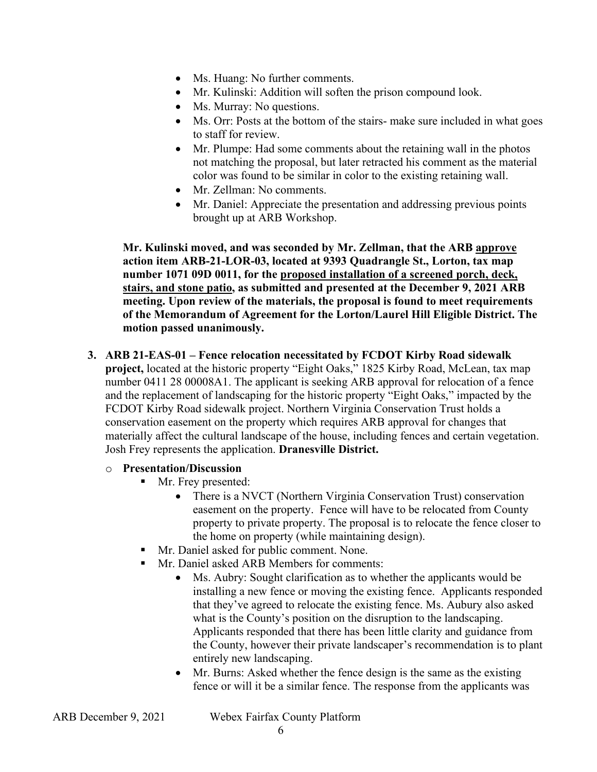- Ms. Huang: No further comments.
- Mr. Kulinski: Addition will soften the prison compound look.
- Ms. Murray: No questions.
- Ms. Orr: Posts at the bottom of the stairs- make sure included in what goes to staff for review.
- Mr. Plumpe: Had some comments about the retaining wall in the photos not matching the proposal, but later retracted his comment as the material color was found to be similar in color to the existing retaining wall.
- Mr. Zellman: No comments.
- Mr. Daniel: Appreciate the presentation and addressing previous points brought up at ARB Workshop.

**Mr. Kulinski moved, and was seconded by Mr. Zellman, that the ARB <u>approve</u> action item ARB-21-LOR-03, located at 9393 Quadrangle St., Lorton, tax map number 1071 09D 0011, for the <u>proposed installation of a screened porch, deck, stairs, and stone patio</u>, as submitted and presented at the December 9, 2021 ARB meeting. Upon review of the materials, the proposal is found to meet requirements of the Memorandum of Agreement for the Lorton/Laurel Hill Eligible District. The motion passed unanimously.**

3. **ARB 21-EAS-01 – Fence relocation necessitated by FCDOT Kirby Road sidewalk project,** located at the historic property "Eight Oaks," 1825 Kirby Road, McLean, tax map number 0411 28 00008A1. The applicant is seeking ARB approval for relocation of a fence and the replacement of landscaping for the historic property "Eight Oaks," impacted by the FCDOT Kirby Road sidewalk project. Northern Virginia Conservation Trust holds a conservation easement on the property which requires ARB approval for changes that materially affect the cultural landscape of the house, including fences and certain vegetation. Josh Frey represents the application. **Dranesville District.**

   - **Presentation/Discussion**
     - Mr. Frey presented:
       - There is a NVCT (Northern Virginia Conservation Trust) conservation easement on the property. Fence will have to be relocated from County property to private property. The proposal is to relocate the fence closer to the home on property (while maintaining design).
     - Mr. Daniel asked for public comment. None.
     - Mr. Daniel asked ARB Members for comments:
       - Ms. Aubry: Sought clarification as to whether the applicants would be installing a new fence or moving the existing fence. Applicants responded that they've agreed to relocate the existing fence. Ms. Aubury also asked what is the County's position on the disruption to the landscaping. Applicants responded that there has been little clarity and guidance from the County, however their private landscaper's recommendation is to plant entirely new landscaping.
       - Mr. Burns: Asked whether the fence design is the same as the existing fence or will it be a similar fence. The response from the applicants was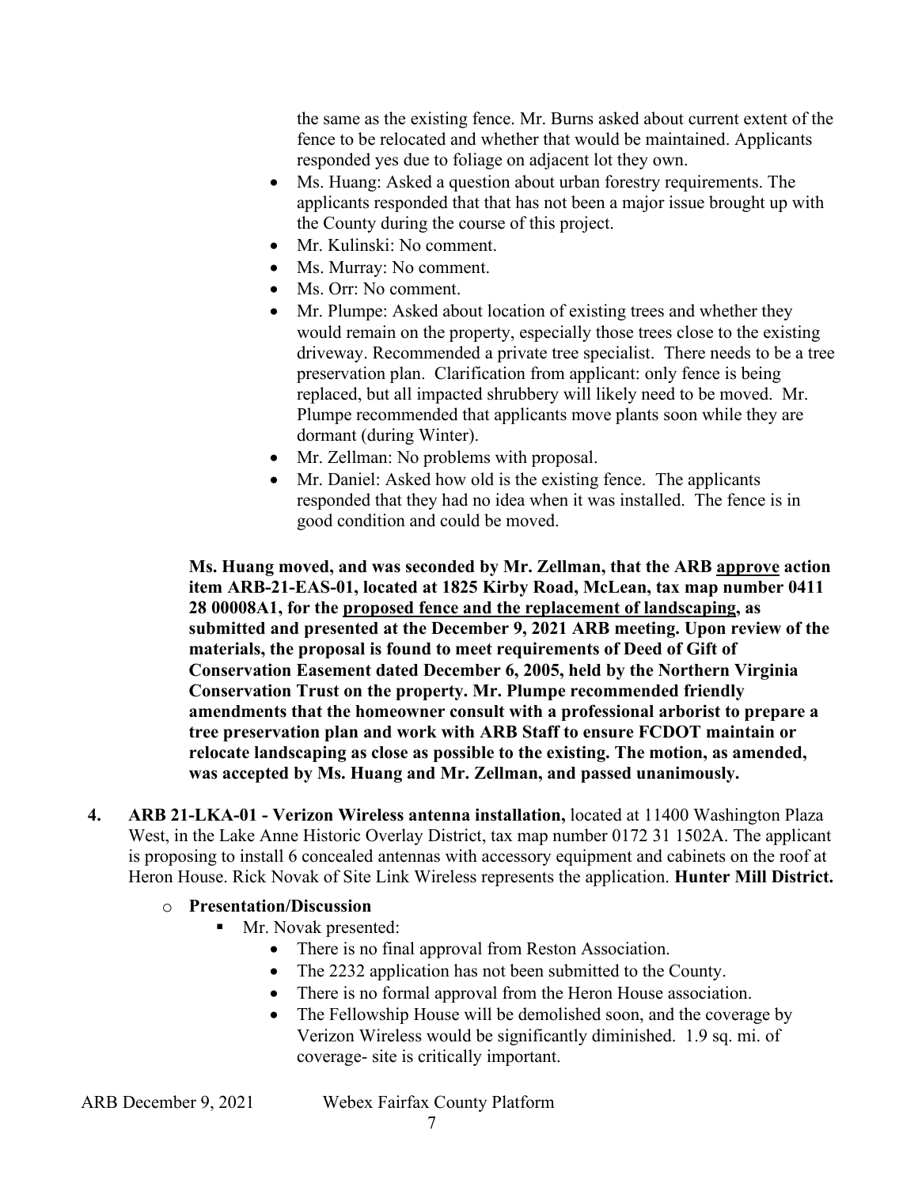the same as the existing fence. Mr. Burns asked about current extent of the fence to be relocated and whether that would be maintained. Applicants responded yes due to foliage on adjacent lot they own.

- Ms. Huang: Asked a question about urban forestry requirements. The applicants responded that that has not been a major issue brought up with the County during the course of this project.
- Mr. Kulinski: No comment.
- Ms. Murray: No comment.
- Ms. Orr: No comment.
- Mr. Plumpe: Asked about location of existing trees and whether they would remain on the property, especially those trees close to the existing driveway. Recommended a private tree specialist. There needs to be a tree preservation plan. Clarification from applicant: only fence is being replaced, but all impacted shrubbery will likely need to be moved. Mr. Plumpe recommended that applicants move plants soon while they are dormant (during Winter).
- Mr. Zellman: No problems with proposal.
- Mr. Daniel: Asked how old is the existing fence. The applicants responded that they had no idea when it was installed. The fence is in good condition and could be moved.

**Ms. Huang moved, and was seconded by Mr. Zellman, that the ARB <u>approve</u> action item ARB-21-EAS-01, located at 1825 Kirby Road, McLean, tax map number 0411 28 00008A1, for the <u>proposed fence and the replacement of landscaping</u>, as submitted and presented at the December 9, 2021 ARB meeting. Upon review of the materials, the proposal is found to meet requirements of Deed of Gift of Conservation Easement dated December 6, 2005, held by the Northern Virginia Conservation Trust on the property. Mr. Plumpe recommended friendly amendments that the homeowner consult with a professional arborist to prepare a tree preservation plan and work with ARB Staff to ensure FCDOT maintain or relocate landscaping as close as possible to the existing. The motion, as amended, was accepted by Ms. Huang and Mr. Zellman, and passed unanimously.**

4. **ARB 21-LKA-01 - Verizon Wireless antenna installation,** located at 11400 Washington Plaza West, in the Lake Anne Historic Overlay District, tax map number 0172 31 1502A. The applicant is proposing to install 6 concealed antennas with accessory equipment and cabinets on the roof at Heron House. Rick Novak of Site Link Wireless represents the application. **Hunter Mill District.**

   - **Presentation/Discussion**
     - Mr. Novak presented:
       - There is no final approval from Reston Association.
       - The 2232 application has not been submitted to the County.
       - There is no formal approval from the Heron House association.
       - The Fellowship House will be demolished soon, and the coverage by Verizon Wireless would be significantly diminished. 1.9 sq. mi. of coverage- site is critically important.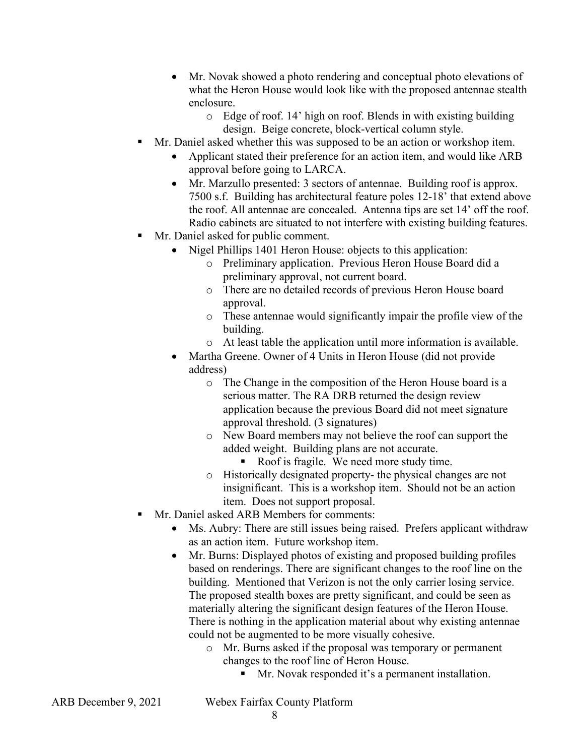- Mr. Novak showed a photo rendering and conceptual photo elevations of what the Heron House would look like with the proposed antennae stealth enclosure.
    - Edge of roof. 14' high on roof. Blends in with existing building design. Beige concrete, block-vertical column style.

- Mr. Daniel asked whether this was supposed to be an action or workshop item.
    - Applicant stated their preference for an action item, and would like ARB approval before going to LARCA.
    - Mr. Marzullo presented: 3 sectors of antennae. Building roof is approx. 7500 s.f. Building has architectural feature poles 12-18' that extend above the roof. All antennae are concealed. Antenna tips are set 14' off the roof. Radio cabinets are situated to not interfere with existing building features.
- Mr. Daniel asked for public comment.
    - Nigel Phillips 1401 Heron House: objects to this application:
        - Preliminary application. Previous Heron House Board did a preliminary approval, not current board.
        - There are no detailed records of previous Heron House board approval.
        - These antennae would significantly impair the profile view of the building.
        - At least table the application until more information is available.
    - Martha Greene. Owner of 4 Units in Heron House (did not provide address)
        - The Change in the composition of the Heron House board is a serious matter. The RA DRB returned the design review application because the previous Board did not meet signature approval threshold. (3 signatures)
        - New Board members may not believe the roof can support the added weight. Building plans are not accurate.
            - Roof is fragile. We need more study time.
        - Historically designated property- the physical changes are not insignificant. This is a workshop item. Should not be an action item. Does not support proposal.
- Mr. Daniel asked ARB Members for comments:
    - Ms. Aubry: There are still issues being raised. Prefers applicant withdraw as an action item. Future workshop item.
    - Mr. Burns: Displayed photos of existing and proposed building profiles based on renderings. There are significant changes to the roof line on the building. Mentioned that Verizon is not the only carrier losing service. The proposed stealth boxes are pretty significant, and could be seen as materially altering the significant design features of the Heron House. There is nothing in the application material about why existing antennae could not be augmented to be more visually cohesive.
        - Mr. Burns asked if the proposal was temporary or permanent changes to the roof line of Heron House.
            - Mr. Novak responded it's a permanent installation.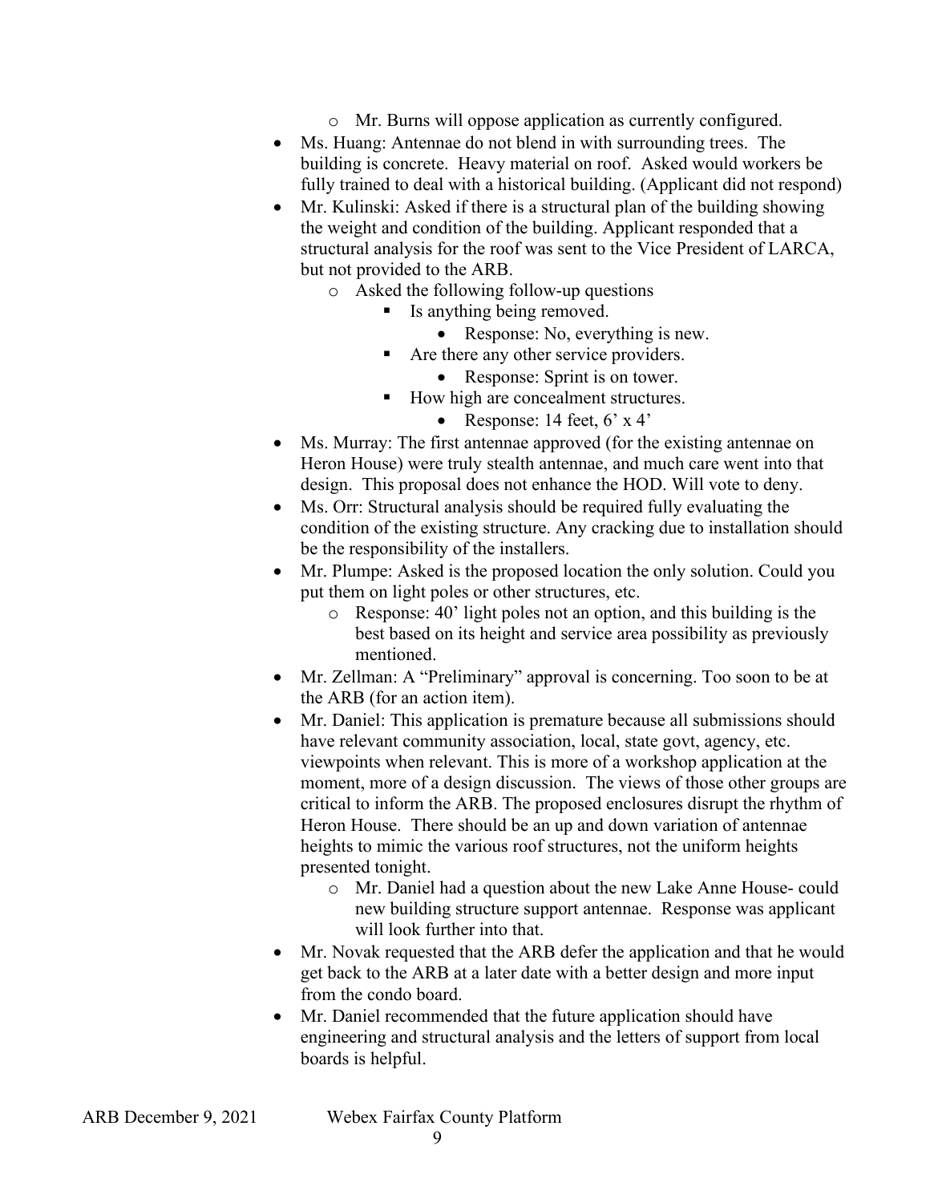- Mr. Burns will oppose application as currently configured.

- Ms. Huang: Antennae do not blend in with surrounding trees. The building is concrete. Heavy material on roof. Asked would workers be fully trained to deal with a historical building. (Applicant did not respond)
- Mr. Kulinski: Asked if there is a structural plan of the building showing the weight and condition of the building. Applicant responded that a structural analysis for the roof was sent to the Vice President of LARCA, but not provided to the ARB.
  - Asked the following follow-up questions
    - Is anything being removed.
      - Response: No, everything is new.
    - Are there any other service providers.
      - Response: Sprint is on tower.
    - How high are concealment structures.
      - Response: 14 feet, 6' x 4'
- Ms. Murray: The first antennae approved (for the existing antennae on Heron House) were truly stealth antennae, and much care went into that design. This proposal does not enhance the HOD. Will vote to deny.
- Ms. Orr: Structural analysis should be required fully evaluating the condition of the existing structure. Any cracking due to installation should be the responsibility of the installers.
- Mr. Plumpe: Asked is the proposed location the only solution. Could you put them on light poles or other structures, etc.
  - Response: 40' light poles not an option, and this building is the best based on its height and service area possibility as previously mentioned.
- Mr. Zellman: A "Preliminary" approval is concerning. Too soon to be at the ARB (for an action item).
- Mr. Daniel: This application is premature because all submissions should have relevant community association, local, state govt, agency, etc. viewpoints when relevant. This is more of a workshop application at the moment, more of a design discussion. The views of those other groups are critical to inform the ARB. The proposed enclosures disrupt the rhythm of Heron House. There should be an up and down variation of antennae heights to mimic the various roof structures, not the uniform heights presented tonight.
  - Mr. Daniel had a question about the new Lake Anne House- could new building structure support antennae. Response was applicant will look further into that.
- Mr. Novak requested that the ARB defer the application and that he would get back to the ARB at a later date with a better design and more input from the condo board.
- Mr. Daniel recommended that the future application should have engineering and structural analysis and the letters of support from local boards is helpful.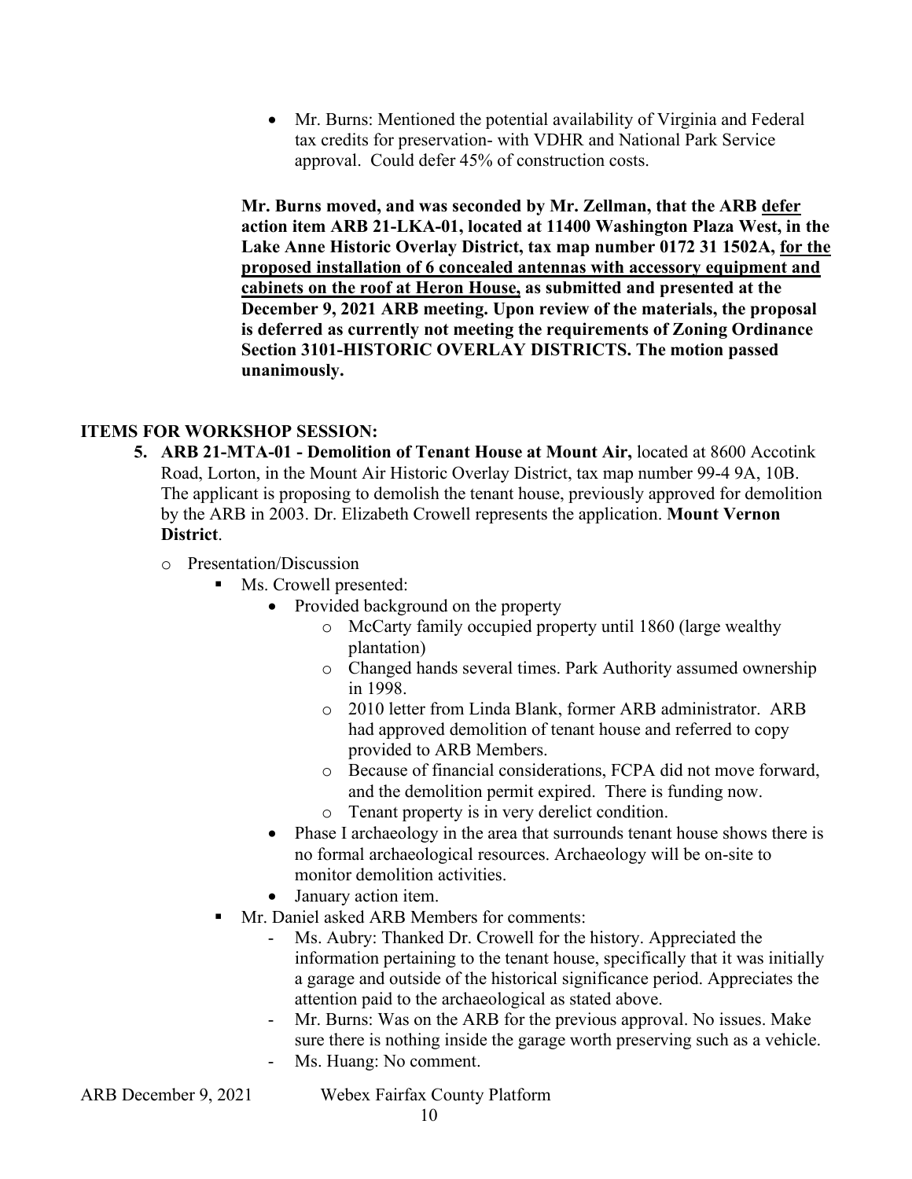- Mr. Burns: Mentioned the potential availability of Virginia and Federal tax credits for preservation- with VDHR and National Park Service approval. Could defer 45% of construction costs.

**Mr. Burns moved, and was seconded by Mr. Zellman, that the ARB <u>defer</u> action item ARB 21-LKA-01, located at 11400 Washington Plaza West, in the Lake Anne Historic Overlay District, tax map number 0172 31 1502A, <u>for the proposed installation of 6 concealed antennas with accessory equipment and cabinets on the roof at Heron House,</u> as submitted and presented at the December 9, 2021 ARB meeting. Upon review of the materials, the proposal is deferred as currently not meeting the requirements of Zoning Ordinance Section 3101-HISTORIC OVERLAY DISTRICTS. The motion passed unanimously.**

## ITEMS FOR WORKSHOP SESSION:

5. **ARB 21-MTA-01 - Demolition of Tenant House at Mount Air,** located at 8600 Accotink Road, Lorton, in the Mount Air Historic Overlay District, tax map number 99-4 9A, 10B. The applicant is proposing to demolish the tenant house, previously approved for demolition by the ARB in 2003. Dr. Elizabeth Crowell represents the application. **Mount Vernon District**.
   - Presentation/Discussion
     - Ms. Crowell presented:
       - Provided background on the property
         - McCarty family occupied property until 1860 (large wealthy plantation)
         - Changed hands several times. Park Authority assumed ownership in 1998.
         - 2010 letter from Linda Blank, former ARB administrator. ARB had approved demolition of tenant house and referred to copy provided to ARB Members.
         - Because of financial considerations, FCPA did not move forward, and the demolition permit expired. There is funding now.
         - Tenant property is in very derelict condition.
       - Phase I archaeology in the area that surrounds tenant house shows there is no formal archaeological resources. Archaeology will be on-site to monitor demolition activities.
       - January action item.
     - Mr. Daniel asked ARB Members for comments:
       - Ms. Aubry: Thanked Dr. Crowell for the history. Appreciated the information pertaining to the tenant house, specifically that it was initially a garage and outside of the historical significance period. Appreciates the attention paid to the archaeological as stated above.
       - Mr. Burns: Was on the ARB for the previous approval. No issues. Make sure there is nothing inside the garage worth preserving such as a vehicle.
       - Ms. Huang: No comment.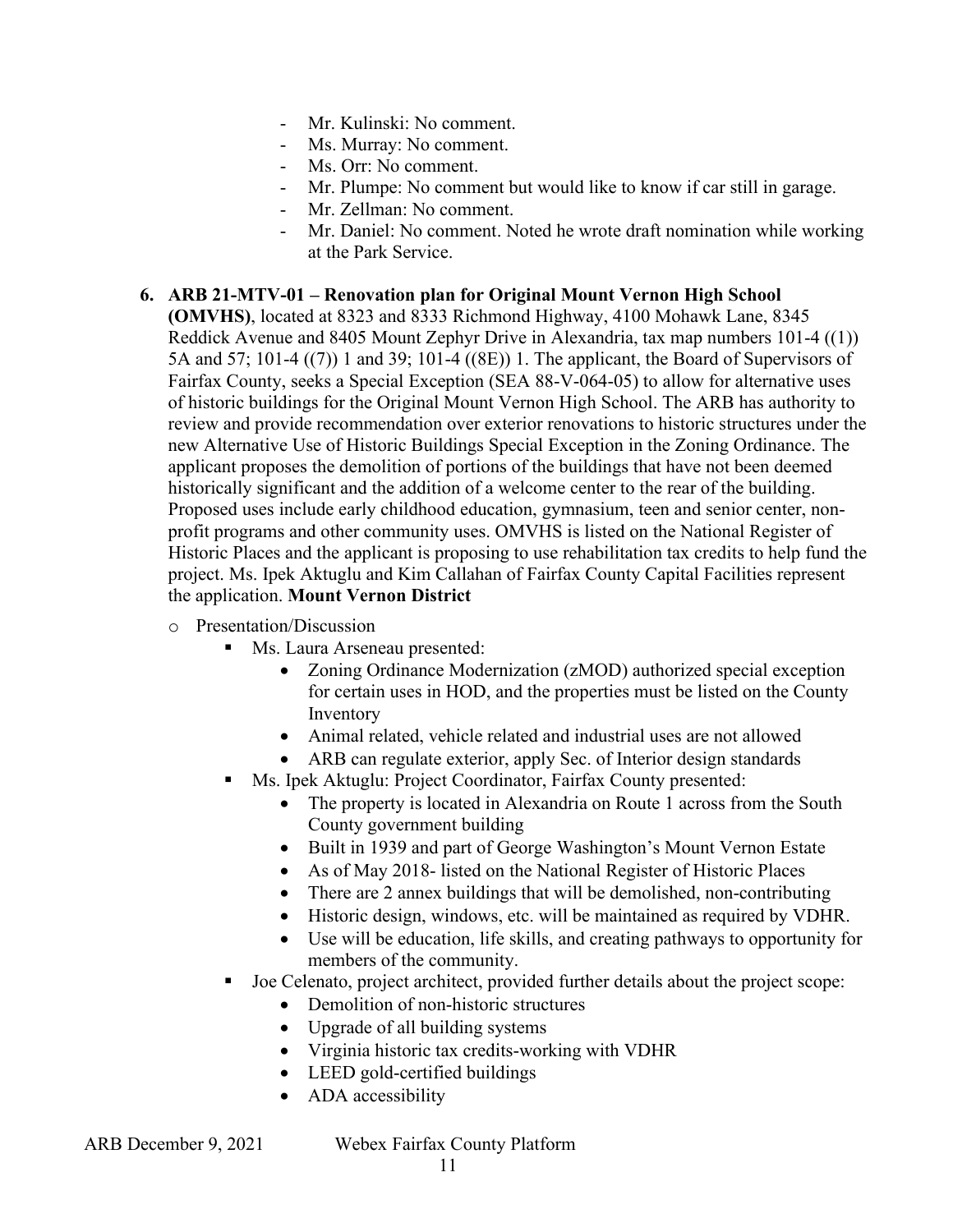- Mr. Kulinski: No comment.
- Ms. Murray: No comment.
- Ms. Orr: No comment.
- Mr. Plumpe: No comment but would like to know if car still in garage.
- Mr. Zellman: No comment.
- Mr. Daniel: No comment. Noted he wrote draft nomination while working at the Park Service.

6. **ARB 21-MTV-01 – Renovation plan for Original Mount Vernon High School (OMVHS)**, located at 8323 and 8333 Richmond Highway, 4100 Mohawk Lane, 8345 Reddick Avenue and 8405 Mount Zephyr Drive in Alexandria, tax map numbers 101-4 ((1)) 5A and 57; 101-4 ((7)) 1 and 39; 101-4 ((8E)) 1. The applicant, the Board of Supervisors of Fairfax County, seeks a Special Exception (SEA 88-V-064-05) to allow for alternative uses of historic buildings for the Original Mount Vernon High School. The ARB has authority to review and provide recommendation over exterior renovations to historic structures under the new Alternative Use of Historic Buildings Special Exception in the Zoning Ordinance. The applicant proposes the demolition of portions of the buildings that have not been deemed historically significant and the addition of a welcome center to the rear of the building. Proposed uses include early childhood education, gymnasium, teen and senior center, non-profit programs and other community uses. OMVHS is listed on the National Register of Historic Places and the applicant is proposing to use rehabilitation tax credits to help fund the project. Ms. Ipek Aktuglu and Kim Callahan of Fairfax County Capital Facilities represent the application. **Mount Vernon District**
   - Presentation/Discussion
     - Ms. Laura Arseneau presented:
       - Zoning Ordinance Modernization (zMOD) authorized special exception for certain uses in HOD, and the properties must be listed on the County Inventory
       - Animal related, vehicle related and industrial uses are not allowed
       - ARB can regulate exterior, apply Sec. of Interior design standards
     - Ms. Ipek Aktuglu: Project Coordinator, Fairfax County presented:
       - The property is located in Alexandria on Route 1 across from the South County government building
       - Built in 1939 and part of George Washington's Mount Vernon Estate
       - As of May 2018- listed on the National Register of Historic Places
       - There are 2 annex buildings that will be demolished, non-contributing
       - Historic design, windows, etc. will be maintained as required by VDHR.
       - Use will be education, life skills, and creating pathways to opportunity for members of the community.
     - Joe Celenato, project architect, provided further details about the project scope:
       - Demolition of non-historic structures
       - Upgrade of all building systems
       - Virginia historic tax credits-working with VDHR
       - LEED gold-certified buildings
       - ADA accessibility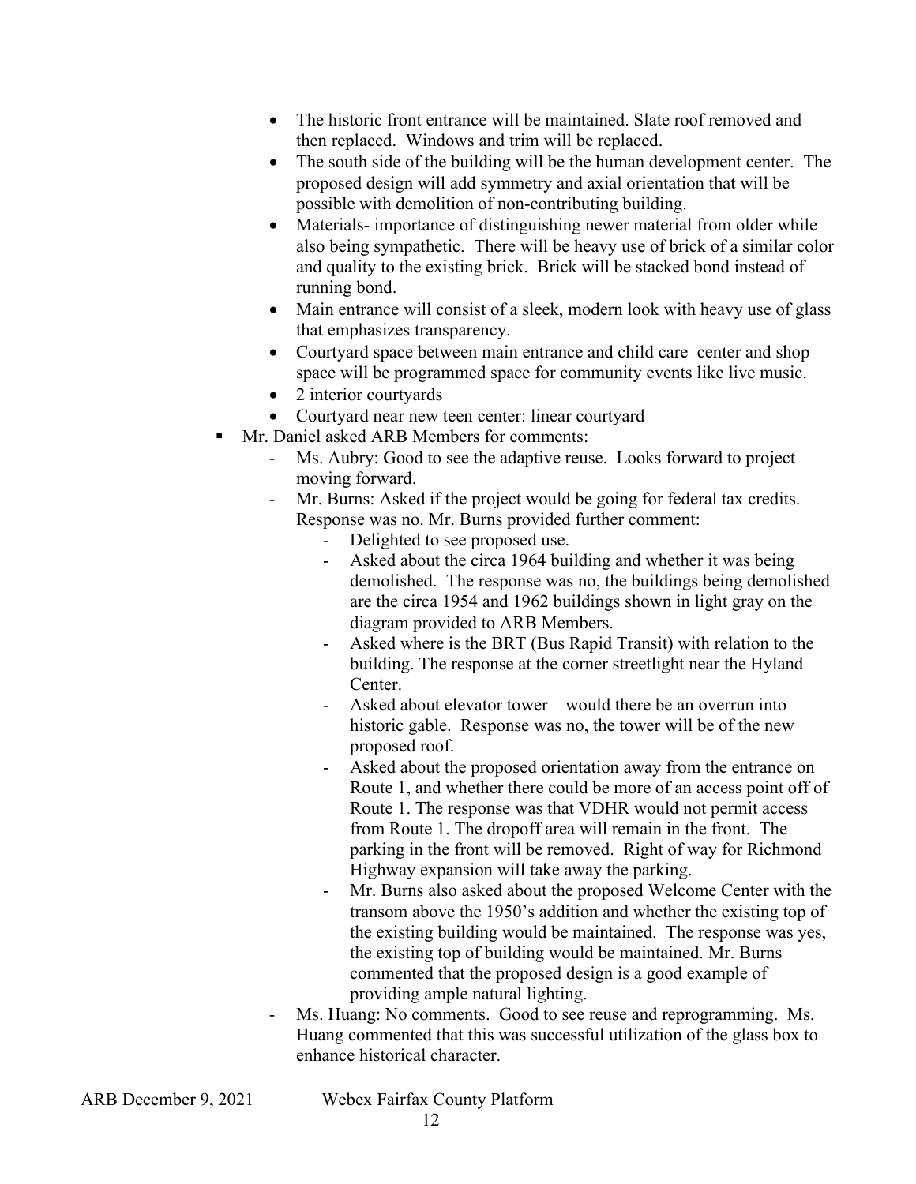- The historic front entrance will be maintained. Slate roof removed and then replaced. Windows and trim will be replaced.
- The south side of the building will be the human development center. The proposed design will add symmetry and axial orientation that will be possible with demolition of non-contributing building.
- Materials- importance of distinguishing newer material from older while also being sympathetic. There will be heavy use of brick of a similar color and quality to the existing brick. Brick will be stacked bond instead of running bond.
- Main entrance will consist of a sleek, modern look with heavy use of glass that emphasizes transparency.
- Courtyard space between main entrance and child care center and shop space will be programmed space for community events like live music.
- 2 interior courtyards
- Courtyard near new teen center: linear courtyard

▪ Mr. Daniel asked ARB Members for comments:
  - Ms. Aubry: Good to see the adaptive reuse. Looks forward to project moving forward.
  - Mr. Burns: Asked if the project would be going for federal tax credits. Response was no. Mr. Burns provided further comment:
    - Delighted to see proposed use.
    - Asked about the circa 1964 building and whether it was being demolished. The response was no, the buildings being demolished are the circa 1954 and 1962 buildings shown in light gray on the diagram provided to ARB Members.
    - Asked where is the BRT (Bus Rapid Transit) with relation to the building. The response at the corner streetlight near the Hyland Center.
    - Asked about elevator tower—would there be an overrun into historic gable. Response was no, the tower will be of the new proposed roof.
    - Asked about the proposed orientation away from the entrance on Route 1, and whether there could be more of an access point off of Route 1. The response was that VDHR would not permit access from Route 1. The dropoff area will remain in the front. The parking in the front will be removed. Right of way for Richmond Highway expansion will take away the parking.
    - Mr. Burns also asked about the proposed Welcome Center with the transom above the 1950's addition and whether the existing top of the existing building would be maintained. The response was yes, the existing top of building would be maintained. Mr. Burns commented that the proposed design is a good example of providing ample natural lighting.
  - Ms. Huang: No comments. Good to see reuse and reprogramming. Ms. Huang commented that this was successful utilization of the glass box to enhance historical character.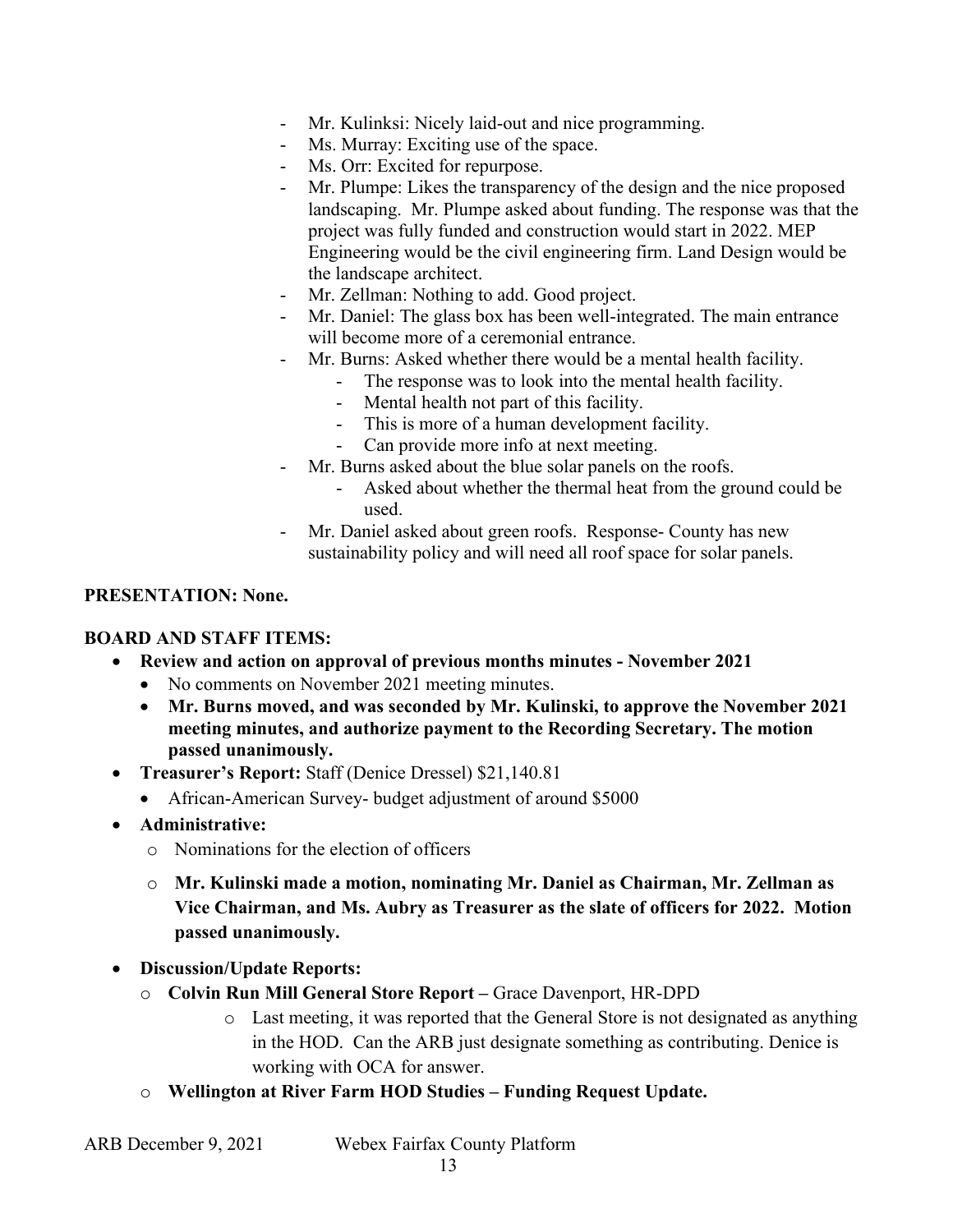- Mr. Kulinksi: Nicely laid-out and nice programming.
- Ms. Murray: Exciting use of the space.
- Ms. Orr: Excited for repurpose.
- Mr. Plumpe: Likes the transparency of the design and the nice proposed landscaping. Mr. Plumpe asked about funding. The response was that the project was fully funded and construction would start in 2022. MEP Engineering would be the civil engineering firm. Land Design would be the landscape architect.
- Mr. Zellman: Nothing to add. Good project.
- Mr. Daniel: The glass box has been well-integrated. The main entrance will become more of a ceremonial entrance.
- Mr. Burns: Asked whether there would be a mental health facility.
    - The response was to look into the mental health facility.
    - Mental health not part of this facility.
    - This is more of a human development facility.
    - Can provide more info at next meeting.
- Mr. Burns asked about the blue solar panels on the roofs.
    - Asked about whether the thermal heat from the ground could be used.
- Mr. Daniel asked about green roofs. Response- County has new sustainability policy and will need all roof space for solar panels.

**PRESENTATION: None.**

**BOARD AND STAFF ITEMS:**

- **Review and action on approval of previous months minutes - November 2021**
    - No comments on November 2021 meeting minutes.
    - **Mr. Burns moved, and was seconded by Mr. Kulinski, to approve the November 2021 meeting minutes, and authorize payment to the Recording Secretary. The motion passed unanimously.**
- **Treasurer's Report:** Staff (Denice Dressel) $21,140.81
    - African-American Survey- budget adjustment of around $5000
- **Administrative:**
    - Nominations for the election of officers
    - **Mr. Kulinski made a motion, nominating Mr. Daniel as Chairman, Mr. Zellman as Vice Chairman, and Ms. Aubry as Treasurer as the slate of officers for 2022. Motion passed unanimously.**
- **Discussion/Update Reports:**
    - **Colvin Run Mill General Store Report –** Grace Davenport, HR-DPD
        - Last meeting, it was reported that the General Store is not designated as anything in the HOD. Can the ARB just designate something as contributing. Denice is working with OCA for answer.
    - **Wellington at River Farm HOD Studies – Funding Request Update.**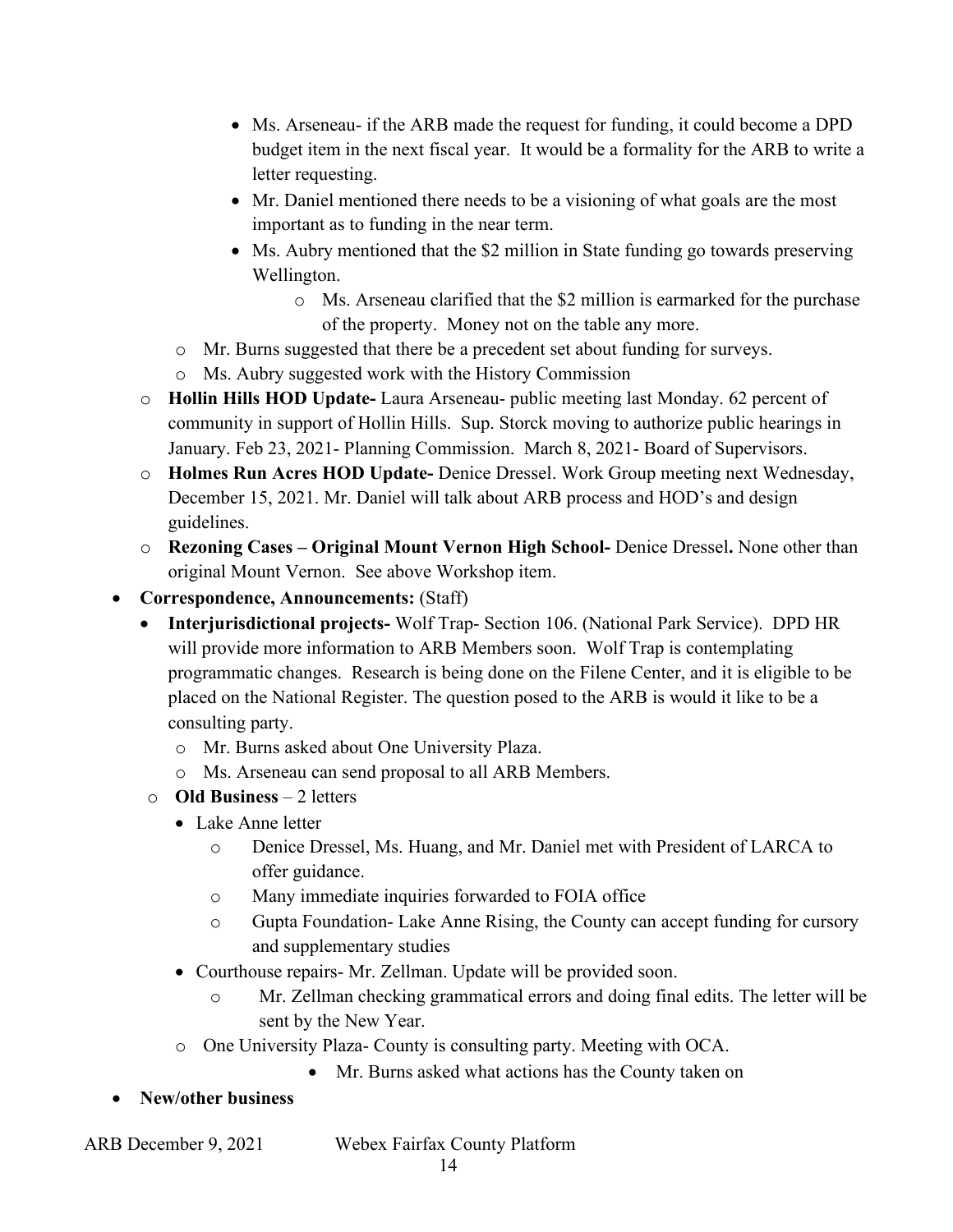- Ms. Arseneau- if the ARB made the request for funding, it could become a DPD budget item in the next fiscal year. It would be a formality for the ARB to write a letter requesting.
- Mr. Daniel mentioned there needs to be a visioning of what goals are the most important as to funding in the near term.
- Ms. Aubry mentioned that the $2 million in State funding go towards preserving Wellington.
  - Ms. Arseneau clarified that the $2 million is earmarked for the purchase of the property. Money not on the table any more.
  - Mr. Burns suggested that there be a precedent set about funding for surveys.
  - Ms. Aubry suggested work with the History Commission
  - **Hollin Hills HOD Update-** Laura Arseneau- public meeting last Monday. 62 percent of community in support of Hollin Hills. Sup. Storck moving to authorize public hearings in January. Feb 23, 2021- Planning Commission. March 8, 2021- Board of Supervisors.
  - **Holmes Run Acres HOD Update-** Denice Dressel. Work Group meeting next Wednesday, December 15, 2021. Mr. Daniel will talk about ARB process and HOD's and design guidelines.
  - **Rezoning Cases – Original Mount Vernon High School-** Denice Dressel**.** None other than original Mount Vernon. See above Workshop item.
- **Correspondence, Announcements:** (Staff)
  - **Interjurisdictional projects-** Wolf Trap- Section 106. (National Park Service). DPD HR will provide more information to ARB Members soon. Wolf Trap is contemplating programmatic changes. Research is being done on the Filene Center, and it is eligible to be placed on the National Register. The question posed to the ARB is would it like to be a consulting party.
    - Mr. Burns asked about One University Plaza.
    - Ms. Arseneau can send proposal to all ARB Members.
  - **Old Business** – 2 letters
    - Lake Anne letter
      - Denice Dressel, Ms. Huang, and Mr. Daniel met with President of LARCA to offer guidance.
      - Many immediate inquiries forwarded to FOIA office
      - Gupta Foundation- Lake Anne Rising, the County can accept funding for cursory and supplementary studies
    - Courthouse repairs- Mr. Zellman. Update will be provided soon.
      - Mr. Zellman checking grammatical errors and doing final edits. The letter will be sent by the New Year.
    - One University Plaza- County is consulting party. Meeting with OCA.
      - Mr. Burns asked what actions has the County taken on
- **New/other business**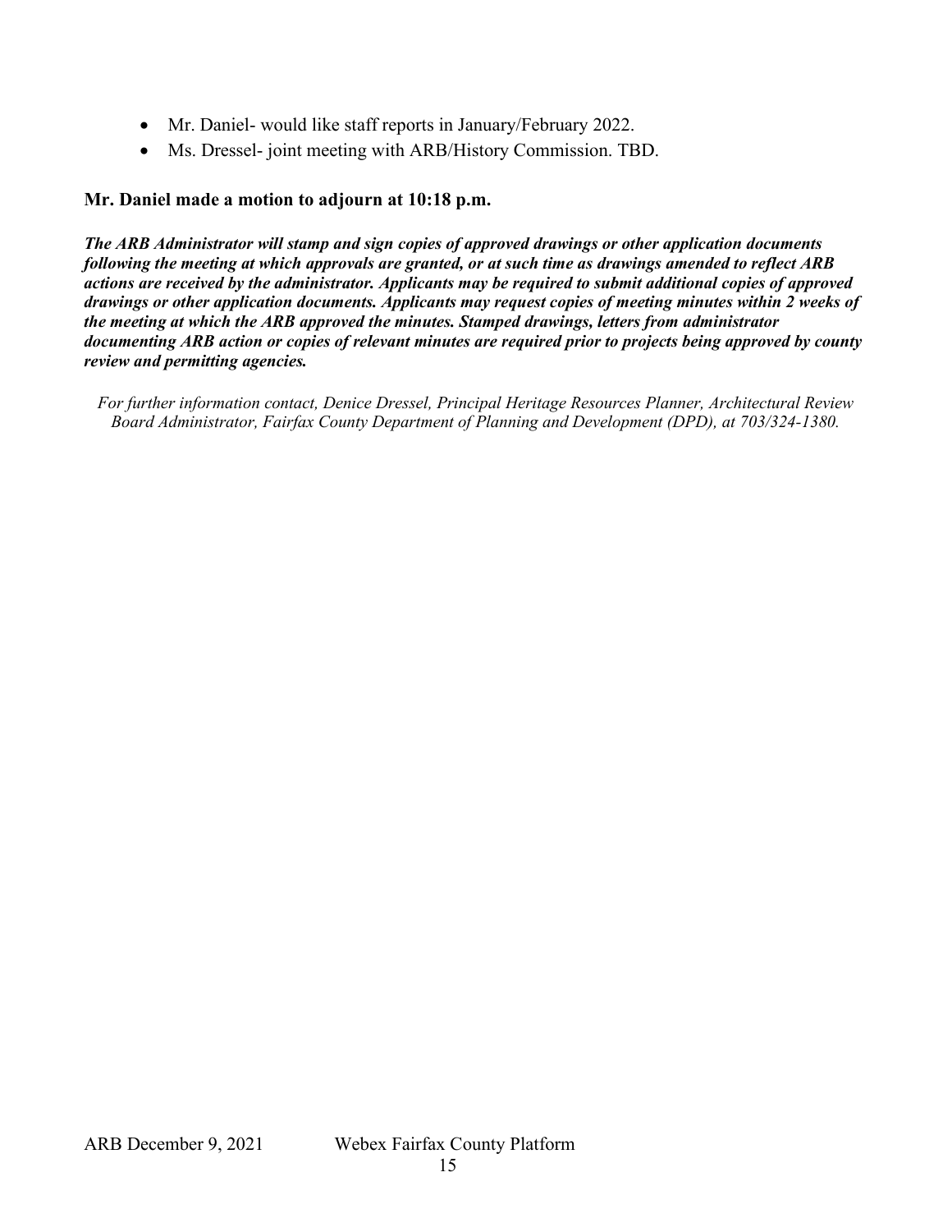- Mr. Daniel- would like staff reports in January/February 2022.
- Ms. Dressel- joint meeting with ARB/History Commission. TBD.

**Mr. Daniel made a motion to adjourn at 10:18 p.m.**

***The ARB Administrator will stamp and sign copies of approved drawings or other application documents following the meeting at which approvals are granted, or at such time as drawings amended to reflect ARB actions are received by the administrator. Applicants may be required to submit additional copies of approved drawings or other application documents. Applicants may request copies of meeting minutes within 2 weeks of the meeting at which the ARB approved the minutes. Stamped drawings, letters from administrator documenting ARB action or copies of relevant minutes are required prior to projects being approved by county review and permitting agencies.***

*For further information contact, Denice Dressel, Principal Heritage Resources Planner, Architectural Review Board Administrator, Fairfax County Department of Planning and Development (DPD), at 703/324-1380.*